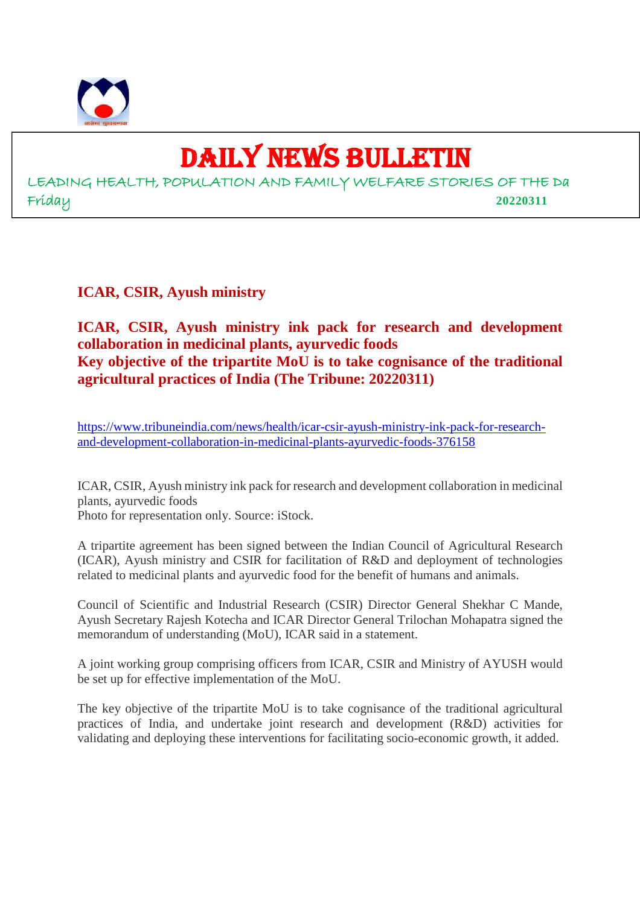# DAILY NEWS BULLETIN

LEADING HEALTH, POPULATION AND FAMILY WELFARE STORIES OF THE Da

Friday **20220311**

## ICAR, CSIR, Ayush ministry

### ICAR, CSIR, Ayush ministry ink pack for research and development collaboration in medicinal plants, ayurvedic foods

### Key objective of the tripartite MoU is to take cognisance of the traditional agricultural practices of India (The Tribune: 20220311)

https://www.tribuneindia.com/news/health/icar-csir-ayush-ministry-ink-pack-for-research-and-development-collaboration-in-medicinal-plants-ayurvedic-foods-376158

ICAR, CSIR, Ayush ministry ink pack for research and development collaboration in medicinal plants, ayurvedic foods
Photo for representation only. Source: iStock.

A tripartite agreement has been signed between the Indian Council of Agricultural Research (ICAR), Ayush ministry and CSIR for facilitation of R&D and deployment of technologies related to medicinal plants and ayurvedic food for the benefit of humans and animals.

Council of Scientific and Industrial Research (CSIR) Director General Shekhar C Mande, Ayush Secretary Rajesh Kotecha and ICAR Director General Trilochan Mohapatra signed the memorandum of understanding (MoU), ICAR said in a statement.

A joint working group comprising officers from ICAR, CSIR and Ministry of AYUSH would be set up for effective implementation of the MoU.

The key objective of the tripartite MoU is to take cognisance of the traditional agricultural practices of India, and undertake joint research and development (R&D) activities for validating and deploying these interventions for facilitating socio-economic growth, it added.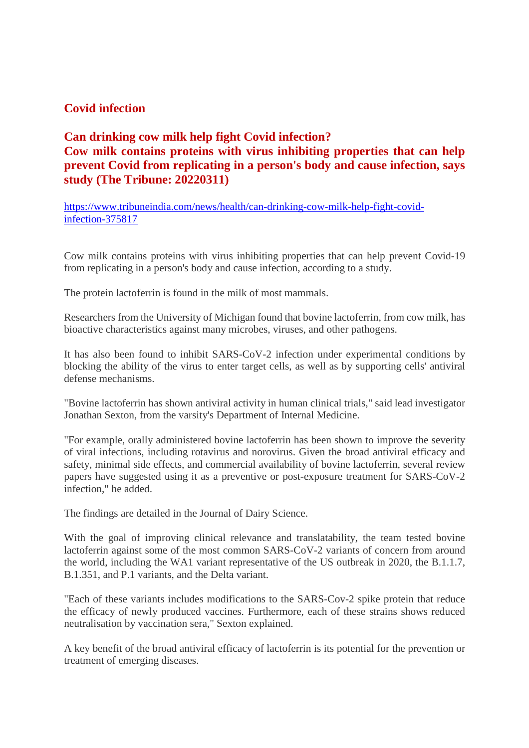## Covid infection

### Can drinking cow milk help fight Covid infection?
### Cow milk contains proteins with virus inhibiting properties that can help prevent Covid from replicating in a person's body and cause infection, says study (The Tribune: 20220311)

https://www.tribuneindia.com/news/health/can-drinking-cow-milk-help-fight-covid-infection-375817

Cow milk contains proteins with virus inhibiting properties that can help prevent Covid-19 from replicating in a person's body and cause infection, according to a study.

The protein lactoferrin is found in the milk of most mammals.

Researchers from the University of Michigan found that bovine lactoferrin, from cow milk, has bioactive characteristics against many microbes, viruses, and other pathogens.

It has also been found to inhibit SARS-CoV-2 infection under experimental conditions by blocking the ability of the virus to enter target cells, as well as by supporting cells' antiviral defense mechanisms.

"Bovine lactoferrin has shown antiviral activity in human clinical trials," said lead investigator Jonathan Sexton, from the varsity's Department of Internal Medicine.

"For example, orally administered bovine lactoferrin has been shown to improve the severity of viral infections, including rotavirus and norovirus. Given the broad antiviral efficacy and safety, minimal side effects, and commercial availability of bovine lactoferrin, several review papers have suggested using it as a preventive or post-exposure treatment for SARS-CoV-2 infection," he added.

The findings are detailed in the Journal of Dairy Science.

With the goal of improving clinical relevance and translatability, the team tested bovine lactoferrin against some of the most common SARS-CoV-2 variants of concern from around the world, including the WA1 variant representative of the US outbreak in 2020, the B.1.1.7, B.1.351, and P.1 variants, and the Delta variant.

"Each of these variants includes modifications to the SARS-Cov-2 spike protein that reduce the efficacy of newly produced vaccines. Furthermore, each of these strains shows reduced neutralisation by vaccination sera," Sexton explained.

A key benefit of the broad antiviral efficacy of lactoferrin is its potential for the prevention or treatment of emerging diseases.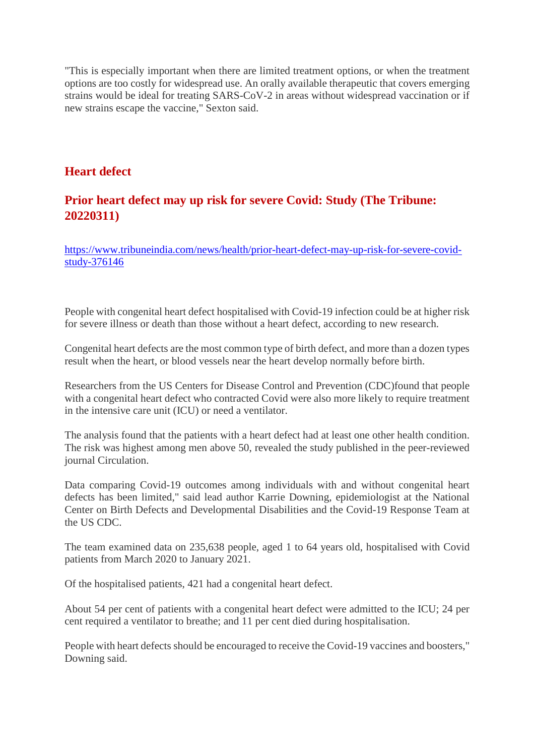"This is especially important when there are limited treatment options, or when the treatment options are too costly for widespread use. An orally available therapeutic that covers emerging strains would be ideal for treating SARS-CoV-2 in areas without widespread vaccination or if new strains escape the vaccine," Sexton said.

## Heart defect

## Prior heart defect may up risk for severe Covid: Study (The Tribune: 20220311)

https://www.tribuneindia.com/news/health/prior-heart-defect-may-up-risk-for-severe-covid-study-376146

People with congenital heart defect hospitalised with Covid-19 infection could be at higher risk for severe illness or death than those without a heart defect, according to new research.

Congenital heart defects are the most common type of birth defect, and more than a dozen types result when the heart, or blood vessels near the heart develop normally before birth.

Researchers from the US Centers for Disease Control and Prevention (CDC)found that people with a congenital heart defect who contracted Covid were also more likely to require treatment in the intensive care unit (ICU) or need a ventilator.

The analysis found that the patients with a heart defect had at least one other health condition. The risk was highest among men above 50, revealed the study published in the peer-reviewed journal Circulation.

Data comparing Covid-19 outcomes among individuals with and without congenital heart defects has been limited," said lead author Karrie Downing, epidemiologist at the National Center on Birth Defects and Developmental Disabilities and the Covid-19 Response Team at the US CDC.

The team examined data on 235,638 people, aged 1 to 64 years old, hospitalised with Covid patients from March 2020 to January 2021.

Of the hospitalised patients, 421 had a congenital heart defect.

About 54 per cent of patients with a congenital heart defect were admitted to the ICU; 24 per cent required a ventilator to breathe; and 11 per cent died during hospitalisation.

People with heart defects should be encouraged to receive the Covid-19 vaccines and boosters," Downing said.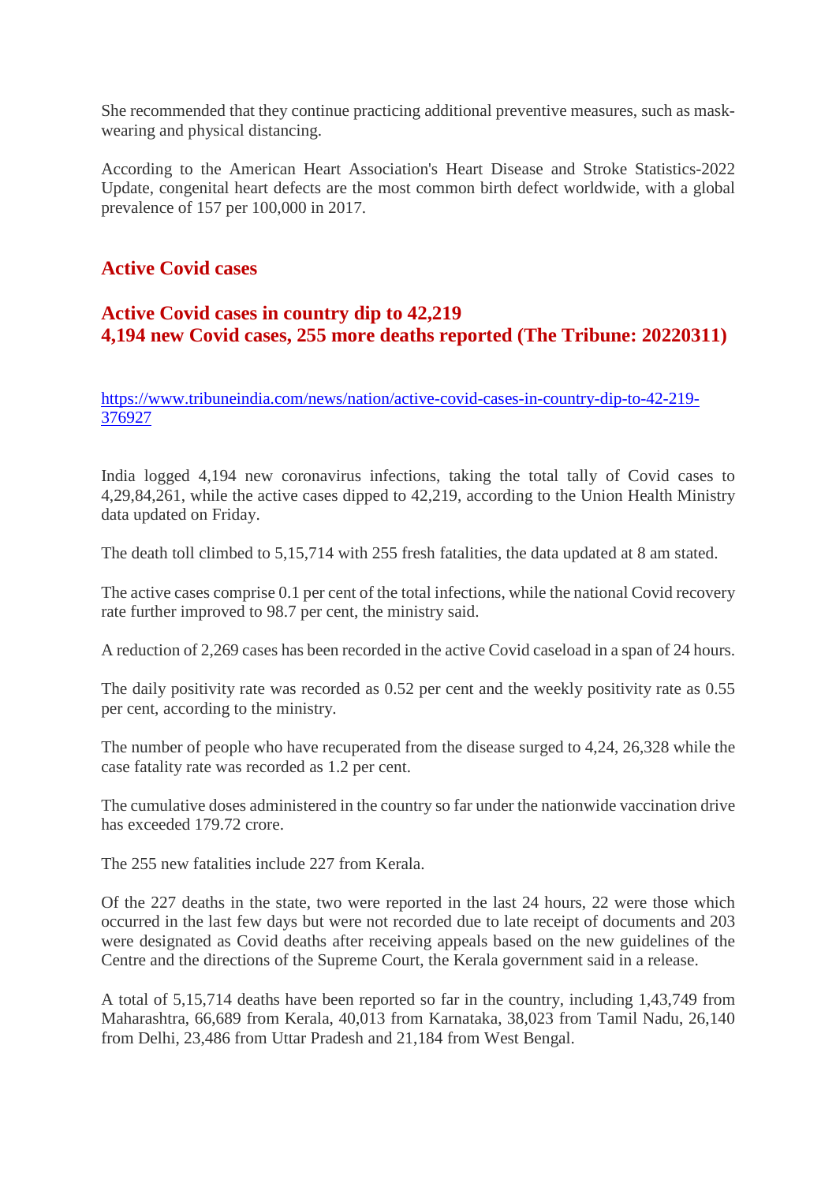She recommended that they continue practicing additional preventive measures, such as mask-wearing and physical distancing.

According to the American Heart Association's Heart Disease and Stroke Statistics-2022 Update, congenital heart defects are the most common birth defect worldwide, with a global prevalence of 157 per 100,000 in 2017.

## Active Covid cases

### Active Covid cases in country dip to 42,219
### 4,194 new Covid cases, 255 more deaths reported (The Tribune: 20220311)

https://www.tribuneindia.com/news/nation/active-covid-cases-in-country-dip-to-42-219-376927

India logged 4,194 new coronavirus infections, taking the total tally of Covid cases to 4,29,84,261, while the active cases dipped to 42,219, according to the Union Health Ministry data updated on Friday.

The death toll climbed to 5,15,714 with 255 fresh fatalities, the data updated at 8 am stated.

The active cases comprise 0.1 per cent of the total infections, while the national Covid recovery rate further improved to 98.7 per cent, the ministry said.

A reduction of 2,269 cases has been recorded in the active Covid caseload in a span of 24 hours.

The daily positivity rate was recorded as 0.52 per cent and the weekly positivity rate as 0.55 per cent, according to the ministry.

The number of people who have recuperated from the disease surged to 4,24, 26,328 while the case fatality rate was recorded as 1.2 per cent.

The cumulative doses administered in the country so far under the nationwide vaccination drive has exceeded 179.72 crore.

The 255 new fatalities include 227 from Kerala.

Of the 227 deaths in the state, two were reported in the last 24 hours, 22 were those which occurred in the last few days but were not recorded due to late receipt of documents and 203 were designated as Covid deaths after receiving appeals based on the new guidelines of the Centre and the directions of the Supreme Court, the Kerala government said in a release.

A total of 5,15,714 deaths have been reported so far in the country, including 1,43,749 from Maharashtra, 66,689 from Kerala, 40,013 from Karnataka, 38,023 from Tamil Nadu, 26,140 from Delhi, 23,486 from Uttar Pradesh and 21,184 from West Bengal.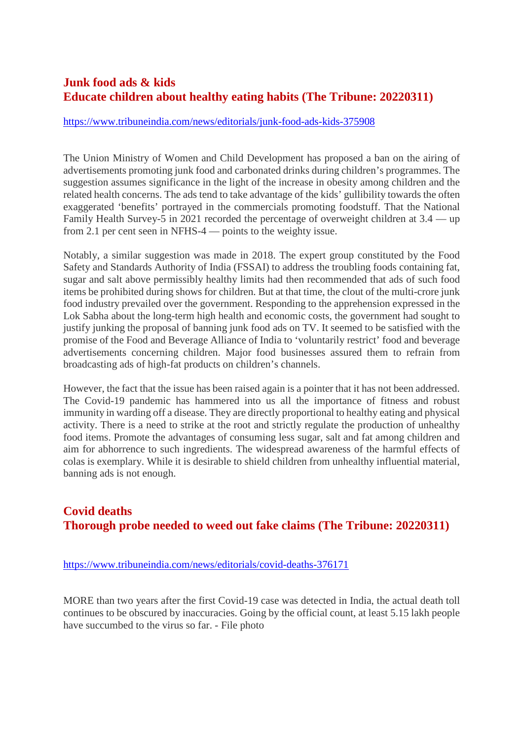## Junk food ads & kids
## Educate children about healthy eating habits (The Tribune: 20220311)

https://www.tribuneindia.com/news/editorials/junk-food-ads-kids-375908

The Union Ministry of Women and Child Development has proposed a ban on the airing of advertisements promoting junk food and carbonated drinks during children's programmes. The suggestion assumes significance in the light of the increase in obesity among children and the related health concerns. The ads tend to take advantage of the kids' gullibility towards the often exaggerated 'benefits' portrayed in the commercials promoting foodstuff. That the National Family Health Survey-5 in 2021 recorded the percentage of overweight children at 3.4 — up from 2.1 per cent seen in NFHS-4 — points to the weighty issue.

Notably, a similar suggestion was made in 2018. The expert group constituted by the Food Safety and Standards Authority of India (FSSAI) to address the troubling foods containing fat, sugar and salt above permissibly healthy limits had then recommended that ads of such food items be prohibited during shows for children. But at that time, the clout of the multi-crore junk food industry prevailed over the government. Responding to the apprehension expressed in the Lok Sabha about the long-term high health and economic costs, the government had sought to justify junking the proposal of banning junk food ads on TV. It seemed to be satisfied with the promise of the Food and Beverage Alliance of India to 'voluntarily restrict' food and beverage advertisements concerning children. Major food businesses assured them to refrain from broadcasting ads of high-fat products on children's channels.

However, the fact that the issue has been raised again is a pointer that it has not been addressed. The Covid-19 pandemic has hammered into us all the importance of fitness and robust immunity in warding off a disease. They are directly proportional to healthy eating and physical activity. There is a need to strike at the root and strictly regulate the production of unhealthy food items. Promote the advantages of consuming less sugar, salt and fat among children and aim for abhorrence to such ingredients. The widespread awareness of the harmful effects of colas is exemplary. While it is desirable to shield children from unhealthy influential material, banning ads is not enough.

## Covid deaths
## Thorough probe needed to weed out fake claims (The Tribune: 20220311)

https://www.tribuneindia.com/news/editorials/covid-deaths-376171

MORE than two years after the first Covid-19 case was detected in India, the actual death toll continues to be obscured by inaccuracies. Going by the official count, at least 5.15 lakh people have succumbed to the virus so far. - File photo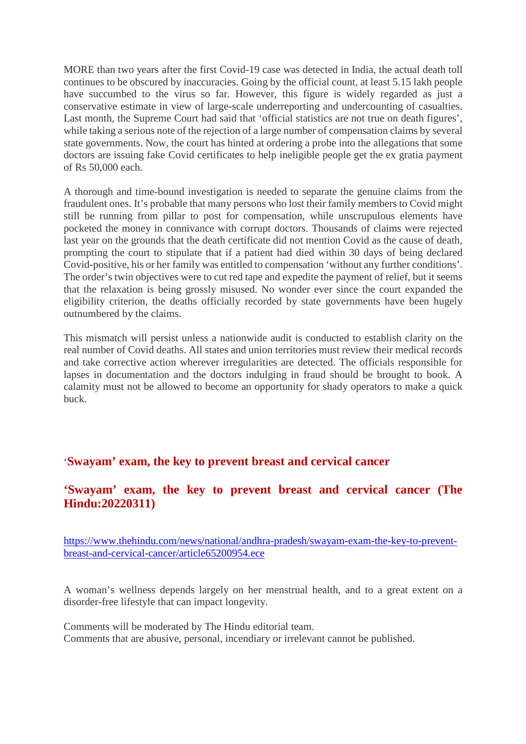MORE than two years after the first Covid-19 case was detected in India, the actual death toll continues to be obscured by inaccuracies. Going by the official count, at least 5.15 lakh people have succumbed to the virus so far. However, this figure is widely regarded as just a conservative estimate in view of large-scale underreporting and undercounting of casualties. Last month, the Supreme Court had said that 'official statistics are not true on death figures', while taking a serious note of the rejection of a large number of compensation claims by several state governments. Now, the court has hinted at ordering a probe into the allegations that some doctors are issuing fake Covid certificates to help ineligible people get the ex gratia payment of Rs 50,000 each.

A thorough and time-bound investigation is needed to separate the genuine claims from the fraudulent ones. It's probable that many persons who lost their family members to Covid might still be running from pillar to post for compensation, while unscrupulous elements have pocketed the money in connivance with corrupt doctors. Thousands of claims were rejected last year on the grounds that the death certificate did not mention Covid as the cause of death, prompting the court to stipulate that if a patient had died within 30 days of being declared Covid-positive, his or her family was entitled to compensation 'without any further conditions'. The order's twin objectives were to cut red tape and expedite the payment of relief, but it seems that the relaxation is being grossly misused. No wonder ever since the court expanded the eligibility criterion, the deaths officially recorded by state governments have been hugely outnumbered by the claims.

This mismatch will persist unless a nationwide audit is conducted to establish clarity on the real number of Covid deaths. All states and union territories must review their medical records and take corrective action wherever irregularities are detected. The officials responsible for lapses in documentation and the doctors indulging in fraud should be brought to book. A calamity must not be allowed to become an opportunity for shady operators to make a quick buck.

## 'Swayam' exam, the key to prevent breast and cervical cancer

## 'Swayam' exam, the key to prevent breast and cervical cancer (The Hindu:20220311)

https://www.thehindu.com/news/national/andhra-pradesh/swayam-exam-the-key-to-prevent-breast-and-cervical-cancer/article65200954.ece

A woman's wellness depends largely on her menstrual health, and to a great extent on a disorder-free lifestyle that can impact longevity.

Comments will be moderated by The Hindu editorial team.
Comments that are abusive, personal, incendiary or irrelevant cannot be published.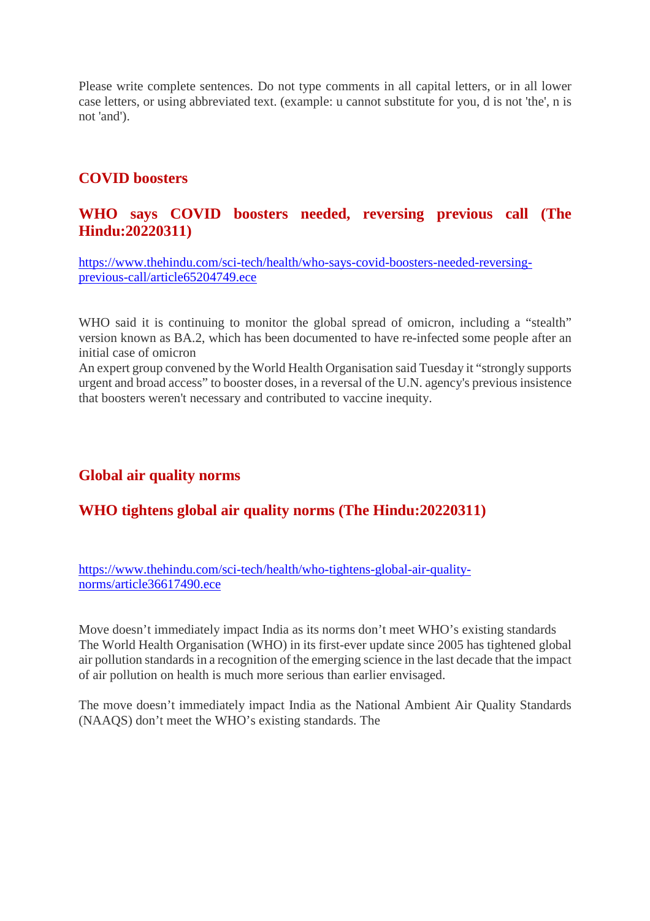Please write complete sentences. Do not type comments in all capital letters, or in all lower case letters, or using abbreviated text. (example: u cannot substitute for you, d is not 'the', n is not 'and').

## COVID boosters

## WHO says COVID boosters needed, reversing previous call (The Hindu:20220311)

https://www.thehindu.com/sci-tech/health/who-says-covid-boosters-needed-reversing-previous-call/article65204749.ece

WHO said it is continuing to monitor the global spread of omicron, including a "stealth" version known as BA.2, which has been documented to have re-infected some people after an initial case of omicron
An expert group convened by the World Health Organisation said Tuesday it "strongly supports urgent and broad access" to booster doses, in a reversal of the U.N. agency's previous insistence that boosters weren't necessary and contributed to vaccine inequity.

## Global air quality norms

## WHO tightens global air quality norms (The Hindu:20220311)

https://www.thehindu.com/sci-tech/health/who-tightens-global-air-quality-norms/article36617490.ece

Move doesn't immediately impact India as its norms don't meet WHO's existing standards
The World Health Organisation (WHO) in its first-ever update since 2005 has tightened global air pollution standards in a recognition of the emerging science in the last decade that the impact of air pollution on health is much more serious than earlier envisaged.

The move doesn't immediately impact India as the National Ambient Air Quality Standards (NAAQS) don't meet the WHO's existing standards. The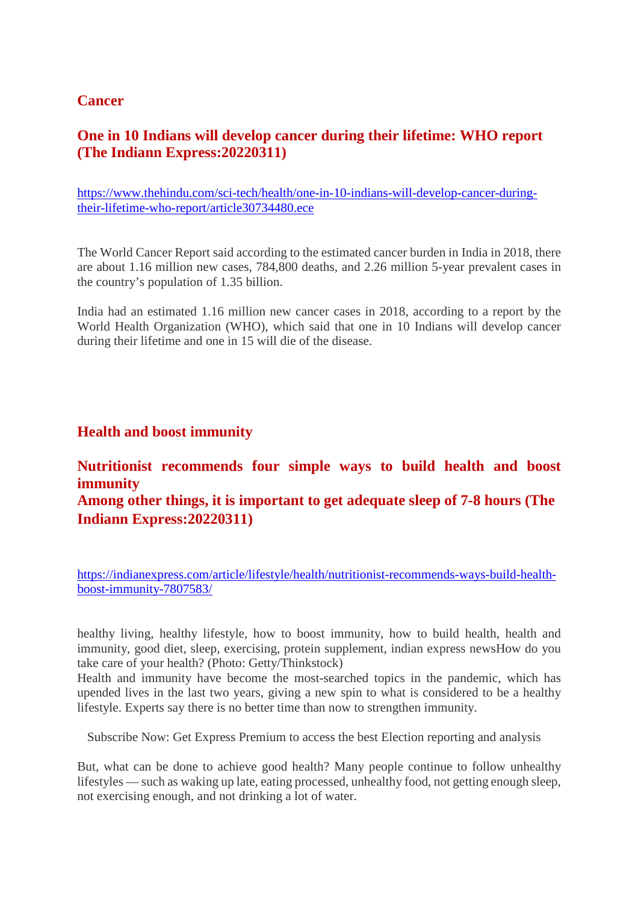## Cancer

### One in 10 Indians will develop cancer during their lifetime: WHO report (The Indiann Express:20220311)

https://www.thehindu.com/sci-tech/health/one-in-10-indians-will-develop-cancer-during-their-lifetime-who-report/article30734480.ece

The World Cancer Report said according to the estimated cancer burden in India in 2018, there are about 1.16 million new cases, 784,800 deaths, and 2.26 million 5-year prevalent cases in the country's population of 1.35 billion.

India had an estimated 1.16 million new cancer cases in 2018, according to a report by the World Health Organization (WHO), which said that one in 10 Indians will develop cancer during their lifetime and one in 15 will die of the disease.

## Health and boost immunity

### Nutritionist recommends four simple ways to build health and boost immunity
### Among other things, it is important to get adequate sleep of 7-8 hours (The Indiann Express:20220311)

https://indianexpress.com/article/lifestyle/health/nutritionist-recommends-ways-build-health-boost-immunity-7807583/

healthy living, healthy lifestyle, how to boost immunity, how to build health, health and immunity, good diet, sleep, exercising, protein supplement, indian express newsHow do you take care of your health? (Photo: Getty/Thinkstock)
Health and immunity have become the most-searched topics in the pandemic, which has upended lives in the last two years, giving a new spin to what is considered to be a healthy lifestyle. Experts say there is no better time than now to strengthen immunity.

Subscribe Now: Get Express Premium to access the best Election reporting and analysis

But, what can be done to achieve good health? Many people continue to follow unhealthy lifestyles — such as waking up late, eating processed, unhealthy food, not getting enough sleep, not exercising enough, and not drinking a lot of water.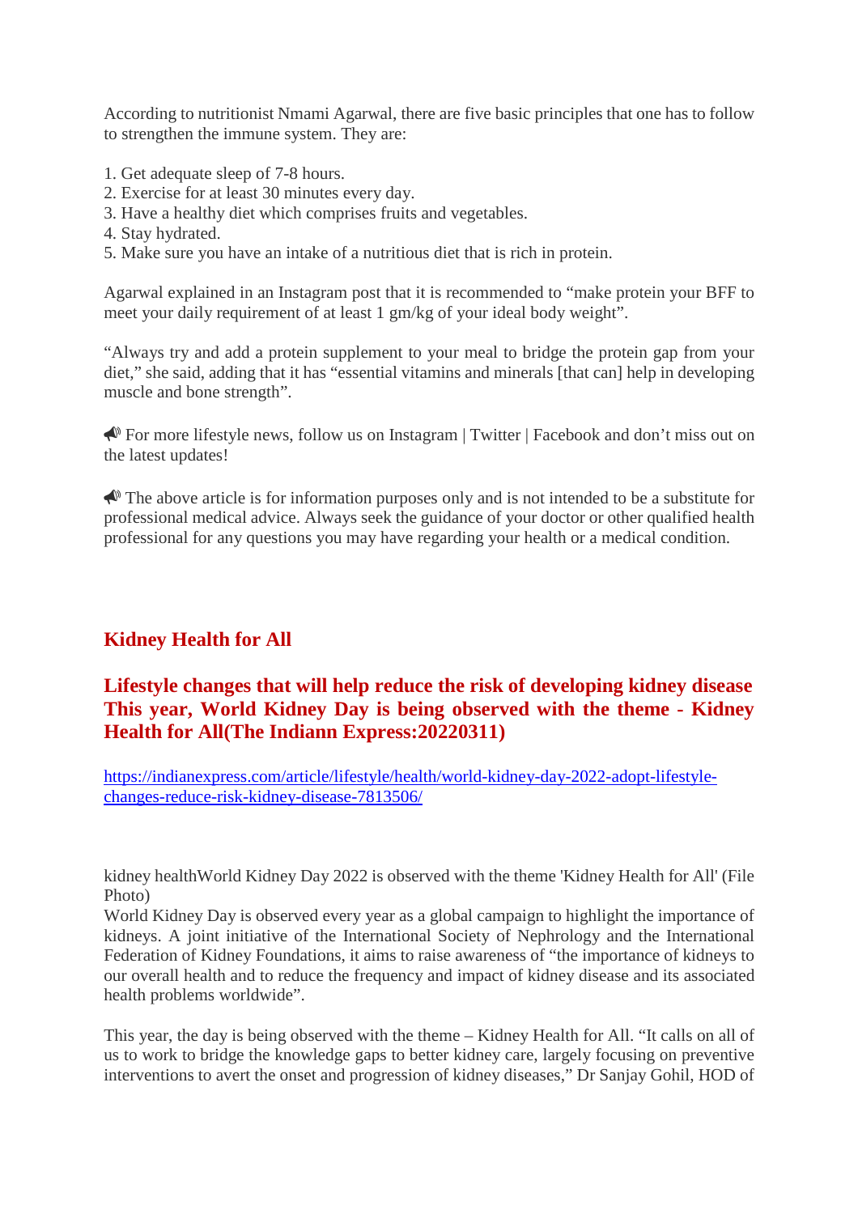According to nutritionist Nmami Agarwal, there are five basic principles that one has to follow to strengthen the immune system. They are:

1. Get adequate sleep of 7-8 hours.
2. Exercise for at least 30 minutes every day.
3. Have a healthy diet which comprises fruits and vegetables.
4. Stay hydrated.
5. Make sure you have an intake of a nutritious diet that is rich in protein.

Agarwal explained in an Instagram post that it is recommended to "make protein your BFF to meet your daily requirement of at least 1 gm/kg of your ideal body weight".

"Always try and add a protein supplement to your meal to bridge the protein gap from your diet," she said, adding that it has "essential vitamins and minerals [that can] help in developing muscle and bone strength".

📣 For more lifestyle news, follow us on Instagram | Twitter | Facebook and don't miss out on the latest updates!

📣 The above article is for information purposes only and is not intended to be a substitute for professional medical advice. Always seek the guidance of your doctor or other qualified health professional for any questions you may have regarding your health or a medical condition.

## Kidney Health for All

## Lifestyle changes that will help reduce the risk of developing kidney disease This year, World Kidney Day is being observed with the theme - Kidney Health for All(The Indiann Express:20220311)

https://indianexpress.com/article/lifestyle/health/world-kidney-day-2022-adopt-lifestyle-changes-reduce-risk-kidney-disease-7813506/

kidney healthWorld Kidney Day 2022 is observed with the theme 'Kidney Health for All' (File Photo)

World Kidney Day is observed every year as a global campaign to highlight the importance of kidneys. A joint initiative of the International Society of Nephrology and the International Federation of Kidney Foundations, it aims to raise awareness of "the importance of kidneys to our overall health and to reduce the frequency and impact of kidney disease and its associated health problems worldwide".

This year, the day is being observed with the theme – Kidney Health for All. "It calls on all of us to work to bridge the knowledge gaps to better kidney care, largely focusing on preventive interventions to avert the onset and progression of kidney diseases," Dr Sanjay Gohil, HOD of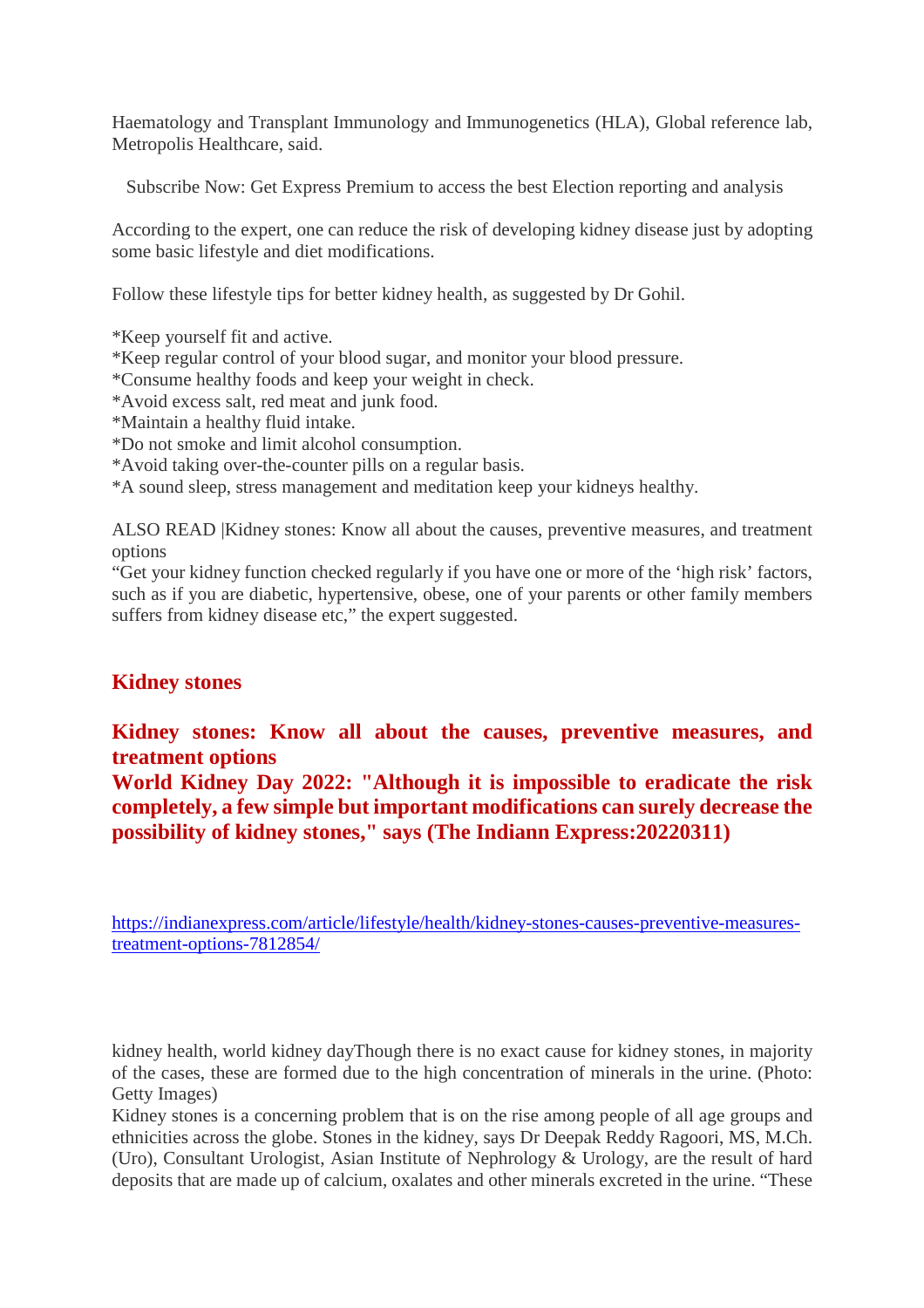Haematology and Transplant Immunology and Immunogenetics (HLA), Global reference lab, Metropolis Healthcare, said.

Subscribe Now: Get Express Premium to access the best Election reporting and analysis

According to the expert, one can reduce the risk of developing kidney disease just by adopting some basic lifestyle and diet modifications.

Follow these lifestyle tips for better kidney health, as suggested by Dr Gohil.

*Keep yourself fit and active.
*Keep regular control of your blood sugar, and monitor your blood pressure.
*Consume healthy foods and keep your weight in check.
*Avoid excess salt, red meat and junk food.
*Maintain a healthy fluid intake.
*Do not smoke and limit alcohol consumption.
*Avoid taking over-the-counter pills on a regular basis.
*A sound sleep, stress management and meditation keep your kidneys healthy.

ALSO READ |Kidney stones: Know all about the causes, preventive measures, and treatment options
"Get your kidney function checked regularly if you have one or more of the 'high risk' factors, such as if you are diabetic, hypertensive, obese, one of your parents or other family members suffers from kidney disease etc," the expert suggested.

## Kidney stones

## Kidney stones: Know all about the causes, preventive measures, and treatment options
## World Kidney Day 2022: "Although it is impossible to eradicate the risk completely, a few simple but important modifications can surely decrease the possibility of kidney stones," says (The Indiann Express:20220311)

https://indianexpress.com/article/lifestyle/health/kidney-stones-causes-preventive-measures-treatment-options-7812854/

kidney health, world kidney dayThough there is no exact cause for kidney stones, in majority of the cases, these are formed due to the high concentration of minerals in the urine. (Photo: Getty Images)
Kidney stones is a concerning problem that is on the rise among people of all age groups and ethnicities across the globe. Stones in the kidney, says Dr Deepak Reddy Ragoori, MS, M.Ch. (Uro), Consultant Urologist, Asian Institute of Nephrology & Urology, are the result of hard deposits that are made up of calcium, oxalates and other minerals excreted in the urine. "These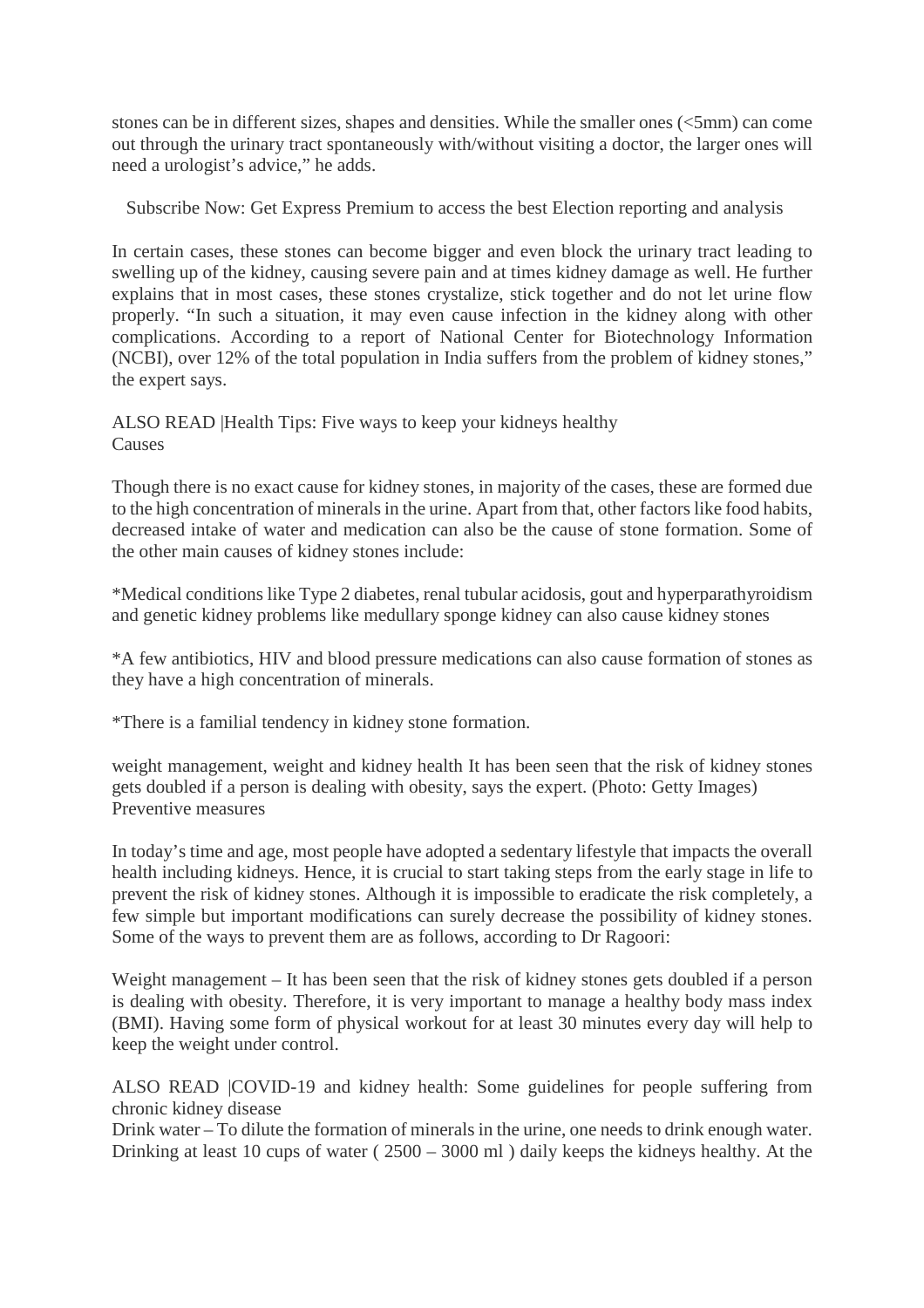stones can be in different sizes, shapes and densities. While the smaller ones (<5mm) can come out through the urinary tract spontaneously with/without visiting a doctor, the larger ones will need a urologist's advice," he adds.

Subscribe Now: Get Express Premium to access the best Election reporting and analysis

In certain cases, these stones can become bigger and even block the urinary tract leading to swelling up of the kidney, causing severe pain and at times kidney damage as well. He further explains that in most cases, these stones crystalize, stick together and do not let urine flow properly. "In such a situation, it may even cause infection in the kidney along with other complications. According to a report of National Center for Biotechnology Information (NCBI), over 12% of the total population in India suffers from the problem of kidney stones," the expert says.

ALSO READ |Health Tips: Five ways to keep your kidneys healthy

Causes

Though there is no exact cause for kidney stones, in majority of the cases, these are formed due to the high concentration of minerals in the urine. Apart from that, other factors like food habits, decreased intake of water and medication can also be the cause of stone formation. Some of the other main causes of kidney stones include:

*Medical conditions like Type 2 diabetes, renal tubular acidosis, gout and hyperparathyroidism and genetic kidney problems like medullary sponge kidney can also cause kidney stones

*A few antibiotics, HIV and blood pressure medications can also cause formation of stones as they have a high concentration of minerals.

*There is a familial tendency in kidney stone formation.

weight management, weight and kidney health It has been seen that the risk of kidney stones gets doubled if a person is dealing with obesity, says the expert. (Photo: Getty Images)

Preventive measures

In today's time and age, most people have adopted a sedentary lifestyle that impacts the overall health including kidneys. Hence, it is crucial to start taking steps from the early stage in life to prevent the risk of kidney stones. Although it is impossible to eradicate the risk completely, a few simple but important modifications can surely decrease the possibility of kidney stones. Some of the ways to prevent them are as follows, according to Dr Ragoori:

Weight management – It has been seen that the risk of kidney stones gets doubled if a person is dealing with obesity. Therefore, it is very important to manage a healthy body mass index (BMI). Having some form of physical workout for at least 30 minutes every day will help to keep the weight under control.

ALSO READ |COVID-19 and kidney health: Some guidelines for people suffering from chronic kidney disease

Drink water – To dilute the formation of minerals in the urine, one needs to drink enough water. Drinking at least 10 cups of water ( 2500 – 3000 ml ) daily keeps the kidneys healthy. At the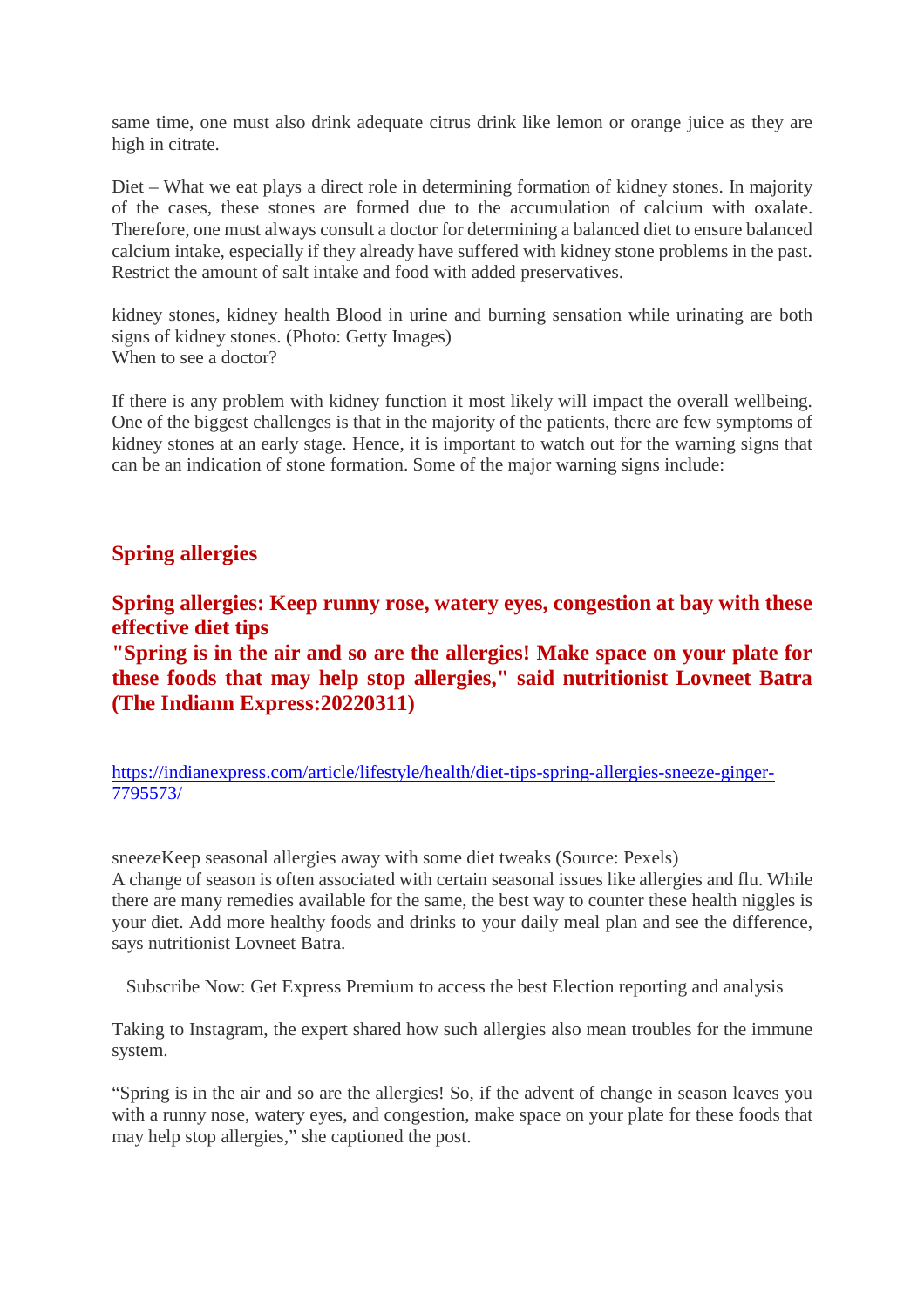same time, one must also drink adequate citrus drink like lemon or orange juice as they are high in citrate.

Diet – What we eat plays a direct role in determining formation of kidney stones. In majority of the cases, these stones are formed due to the accumulation of calcium with oxalate. Therefore, one must always consult a doctor for determining a balanced diet to ensure balanced calcium intake, especially if they already have suffered with kidney stone problems in the past. Restrict the amount of salt intake and food with added preservatives.

kidney stones, kidney health Blood in urine and burning sensation while urinating are both signs of kidney stones. (Photo: Getty Images)
When to see a doctor?

If there is any problem with kidney function it most likely will impact the overall wellbeing. One of the biggest challenges is that in the majority of the patients, there are few symptoms of kidney stones at an early stage. Hence, it is important to watch out for the warning signs that can be an indication of stone formation. Some of the major warning signs include:

## Spring allergies

## Spring allergies: Keep runny rose, watery eyes, congestion at bay with these effective diet tips

## "Spring is in the air and so are the allergies! Make space on your plate for these foods that may help stop allergies," said nutritionist Lovneet Batra (The Indiann Express:20220311)

https://indianexpress.com/article/lifestyle/health/diet-tips-spring-allergies-sneeze-ginger-7795573/

sneezeKeep seasonal allergies away with some diet tweaks (Source: Pexels)
A change of season is often associated with certain seasonal issues like allergies and flu. While there are many remedies available for the same, the best way to counter these health niggles is your diet. Add more healthy foods and drinks to your daily meal plan and see the difference, says nutritionist Lovneet Batra.

Subscribe Now: Get Express Premium to access the best Election reporting and analysis

Taking to Instagram, the expert shared how such allergies also mean troubles for the immune system.

"Spring is in the air and so are the allergies! So, if the advent of change in season leaves you with a runny nose, watery eyes, and congestion, make space on your plate for these foods that may help stop allergies," she captioned the post.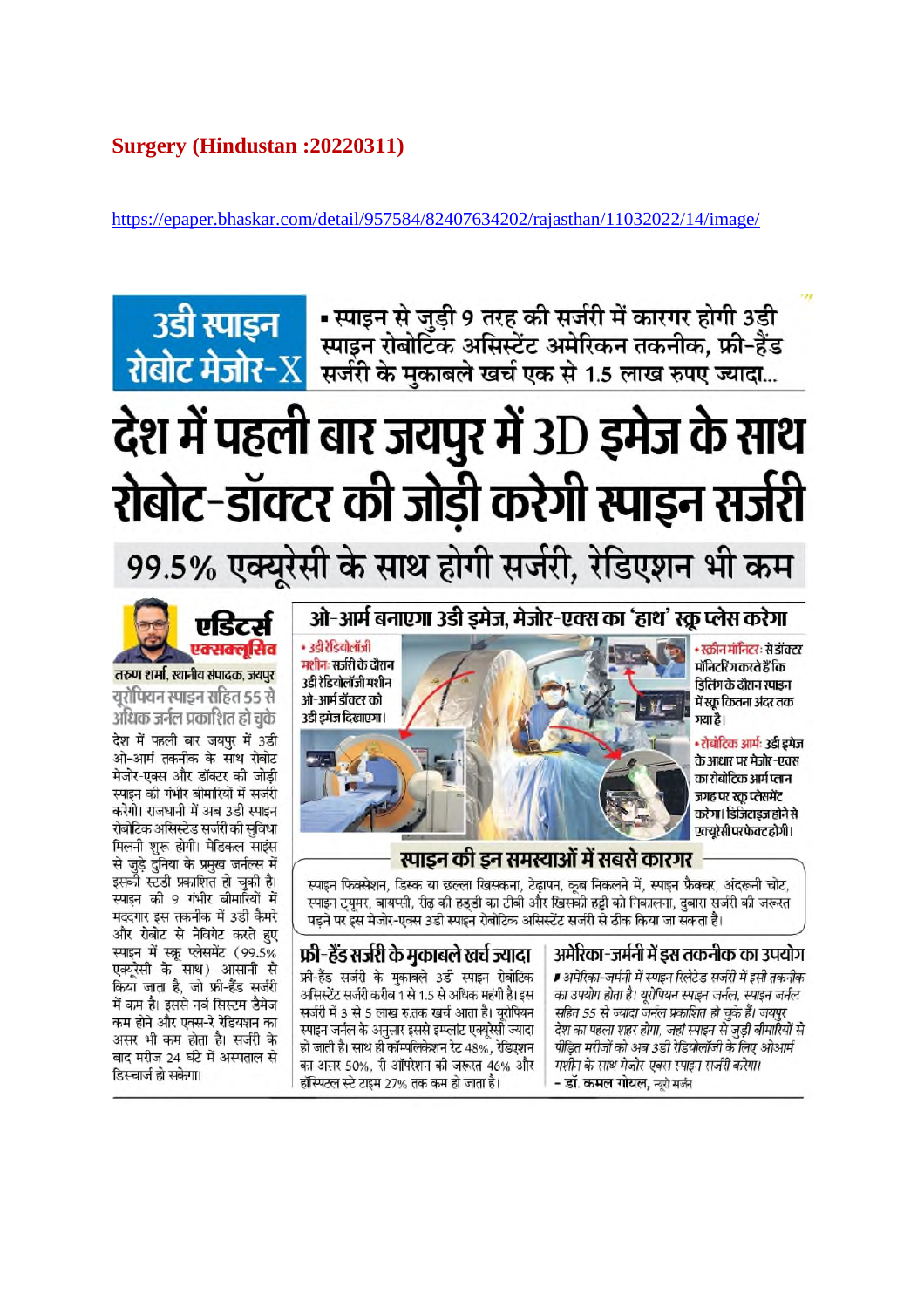**Surgery (Hindustan :20220311)**

https://epaper.bhaskar.com/detail/957584/82407634202/rajasthan/11032022/14/image/

**3डी स्पाइन रोबोट मेजोर-X**

▪ स्पाइन से जुड़ी 9 तरह की सर्जरी में कारगर होगी 3डी स्पाइन रोबोटिक असिस्टेंट अमेरिकन तकनीक, फ्री-हैंड सर्जरी के मुकाबले खर्च एक से 1.5 लाख रुपए ज्यादा...

# देश में पहली बार जयपुर में 3D इमेज के साथ रोबोट-डॉक्टर की जोड़ी करेगी स्पाइन सर्जरी

## 99.5% एक्यूरेसी के साथ होगी सर्जरी, रेडिएशन भी कम

**एडिटर्स एक्सक्लूसिव**

तरुण शर्मा, स्थानीय संपादक, जयपुर

यूरोपियन स्पाइन सहित 55 से अधिक जर्नल प्रकाशित हो चुके

देश में पहली बार जयपुर में 3डी ओ-आर्म तकनीक के साथ रोबोट मेजोर-एक्स और डॉक्टर की जोड़ी स्पाइन की गंभीर बीमारियों में सर्जरी करेगी। राजधानी में अब 3डी स्पाइन रोबोटिक असिस्टेड सर्जरी की सुविधा मिलनी शुरू होगी। मेडिकल साइंस से जुड़े दुनिया के प्रमुख जर्नल्स में इसकी स्टडी प्रकाशित हो चुकी है। स्पाइन की 9 गंभीर बीमारियों में मददगार इस तकनीक में 3डी कैमरे और रोबोट से नेविगेट करते हुए स्पाइन में स्क्रू प्लेसमेंट (99.5% एक्यूरेसी के साथ) आसानी से किया जाता है, जो फ्री-हैंड सर्जरी में कम है। इससे नर्व सिस्टम डैमेज कम होने और एक्स-रे रेडिएशन का असर भी कम होता है। सर्जरी के बाद मरीज 24 घंटे में अस्पताल से डिस्चार्ज हो सकेगा।

### ओ-आर्म बनाएगा 3डी इमेज, मेजोर-एक्स का 'हाथ' स्क्रू प्लेस करेगा

• 3डी रेडियोलॉजी मशीन: सर्जरी के दौरान 3डी रेडियोलॉजी मशीन ओ-आर्म डॉक्टर को 3डी इमेज दिखाएगा।

• स्क्रीन मॉनिटर: से डॉक्टर मॉनिटरिंग करते हैं कि ड्रिलिंग के दौरान स्पाइन में स्क्रू कितना अंदर तक गया है।

• रोबोटिक आर्म: 3डी इमेज के आधार पर मेजोर-एक्स का रोबोटिक आर्म प्लान जगह पर स्क्रू प्लेसमेंट करेगा। डिजिटाइज होने से एक्यूरेसी परफेक्ट होगी।

### स्पाइन की इन समस्याओं में सबसे कारगर

स्पाइन फिक्सेशन, डिस्क या छल्ला खिसकना, टेढ़ापन, कूब निकलने में, स्पाइन फ्रैक्चर, अंदरूनी चोट, स्पाइन ट्यूमर, बायप्सी, रीढ़ की हड्डी का टीबी और खिसकी हड्डी को निकालना, दुबारा सर्जरी की जरूरत पड़ने पर इस मेजोर-एक्स 3डी स्पाइन रोबोटिक असिस्टेंट सर्जरी से ठीक किया जा सकता है।

### फ्री-हैंड सर्जरी के मुकाबले खर्च ज्यादा

फ्री-हैंड सर्जरी के मुकाबले 3डी स्पाइन रोबोटिक असिस्टेंट सर्जरी करीब 1 से 1.5 से अधिक महंगी है। इस सर्जरी में 3 से 5 लाख रु.तक खर्च आता है। यूरोपियन स्पाइन जर्नल के अनुसार इससे इम्प्लांट एक्यूरेसी ज्यादा हो जाती है। साथ ही कॉम्प्लिकेशन रेट 48%, रेडिएशन का असर 50%, री-ऑपरेशन की जरूरत 46% और हॉस्पिटल स्टे टाइम 27% तक कम हो जाता है।

### अमेरिका-जर्मनी में इस तकनीक का उपयोग

*अमेरिका-जर्मनी में स्पाइन रिलेटेड सर्जरी में इसी तकनीक का उपयोग होता है। यूरोपियन स्पाइन जर्नल, स्पाइन जर्नल सहित 55 से ज्यादा जर्नल प्रकाशित हो चुके हैं। जयपुर देश का पहला शहर होगा, जहां स्पाइन से जुड़ी बीमारियों से पीड़ित मरीजों को अब 3डी रेडियोलॉजी के लिए ओआर्म मशीन के साथ मेजोर-एक्स स्पाइन सर्जरी करेगा।*

**- डॉ. कमल गोयल,** न्यूरो सर्जन